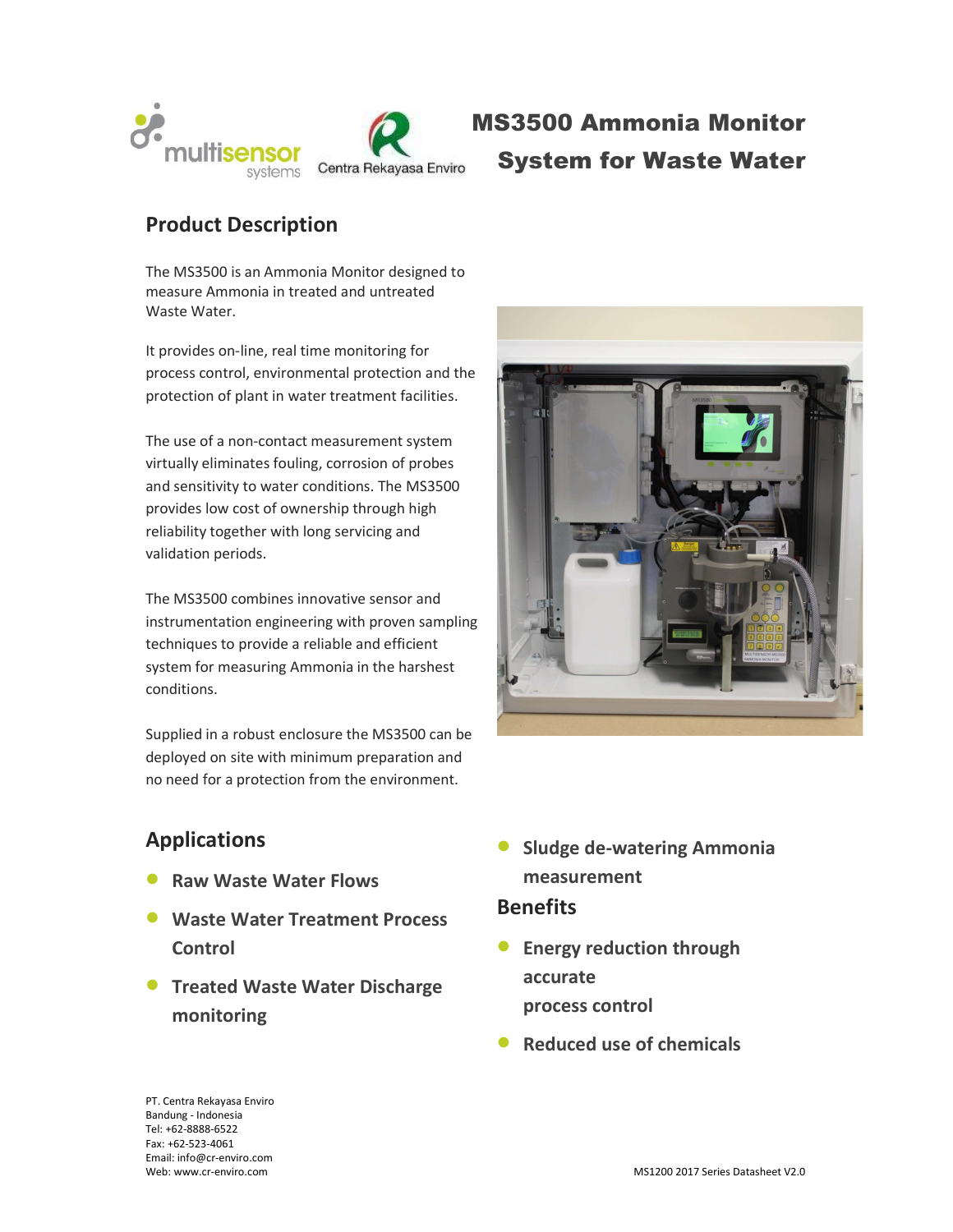# MS3500 Ammonia Monitor System for Waste Water

## Product Description

The MS3500 is an Ammonia Monitor designed to measure Ammonia in treated and untreated Waste Water.

It provides on-line, real time monitoring for process control, environmental protection and the protection of plant in water treatment facilities.

The use of a non-contact measurement system virtually eliminates fouling, corrosion of probes and sensitivity to water conditions. The MS3500 provides low cost of ownership through high reliability together with long servicing and validation periods.

The MS3500 combines innovative sensor and instrumentation engineering with proven sampling techniques to provide a reliable and efficient system for measuring Ammonia in the harshest conditions.

Supplied in a robust enclosure the MS3500 can be deployed on site with minimum preparation and no need for a protection from the environment.

## Applications

- **Raw Waste Water Flows**
- **Waste Water Treatment Process Control**
- **Treated Waste Water Discharge monitoring**
- **Sludge de-watering Ammonia measurement**

## Benefits

- **Energy reduction through accurate process control**
- **Reduced use of chemicals**

PT. Centra Rekayasa Enviro
Bandung - Indonesia
Tel: +62-8888-6522
Fax: +62-523-4061
Email: info@cr-enviro.com
Web: www.cr-enviro.com

MS1200 2017 Series Datasheet V2.0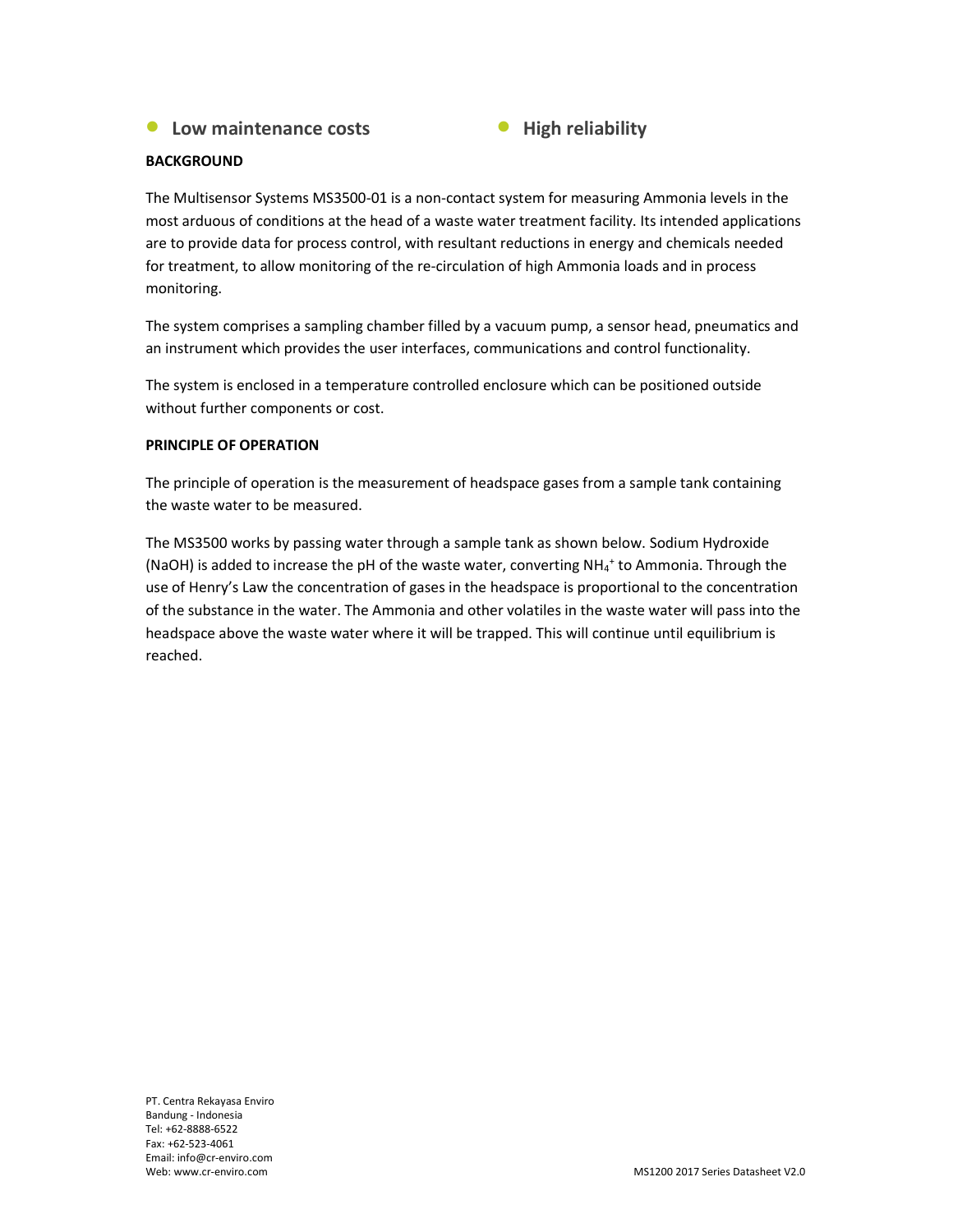- **Low maintenance costs**
- **High reliability**

**BACKGROUND**

The Multisensor Systems MS3500-01 is a non-contact system for measuring Ammonia levels in the most arduous of conditions at the head of a waste water treatment facility. Its intended applications are to provide data for process control, with resultant reductions in energy and chemicals needed for treatment, to allow monitoring of the re-circulation of high Ammonia loads and in process monitoring.

The system comprises a sampling chamber filled by a vacuum pump, a sensor head, pneumatics and an instrument which provides the user interfaces, communications and control functionality.

The system is enclosed in a temperature controlled enclosure which can be positioned outside without further components or cost.

**PRINCIPLE OF OPERATION**

The principle of operation is the measurement of headspace gases from a sample tank containing the waste water to be measured.

The MS3500 works by passing water through a sample tank as shown below. Sodium Hydroxide (NaOH) is added to increase the pH of the waste water, converting $NH_4^+$ to Ammonia. Through the use of Henry's Law the concentration of gases in the headspace is proportional to the concentration of the substance in the water. The Ammonia and other volatiles in the waste water will pass into the headspace above the waste water where it will be trapped. This will continue until equilibrium is reached.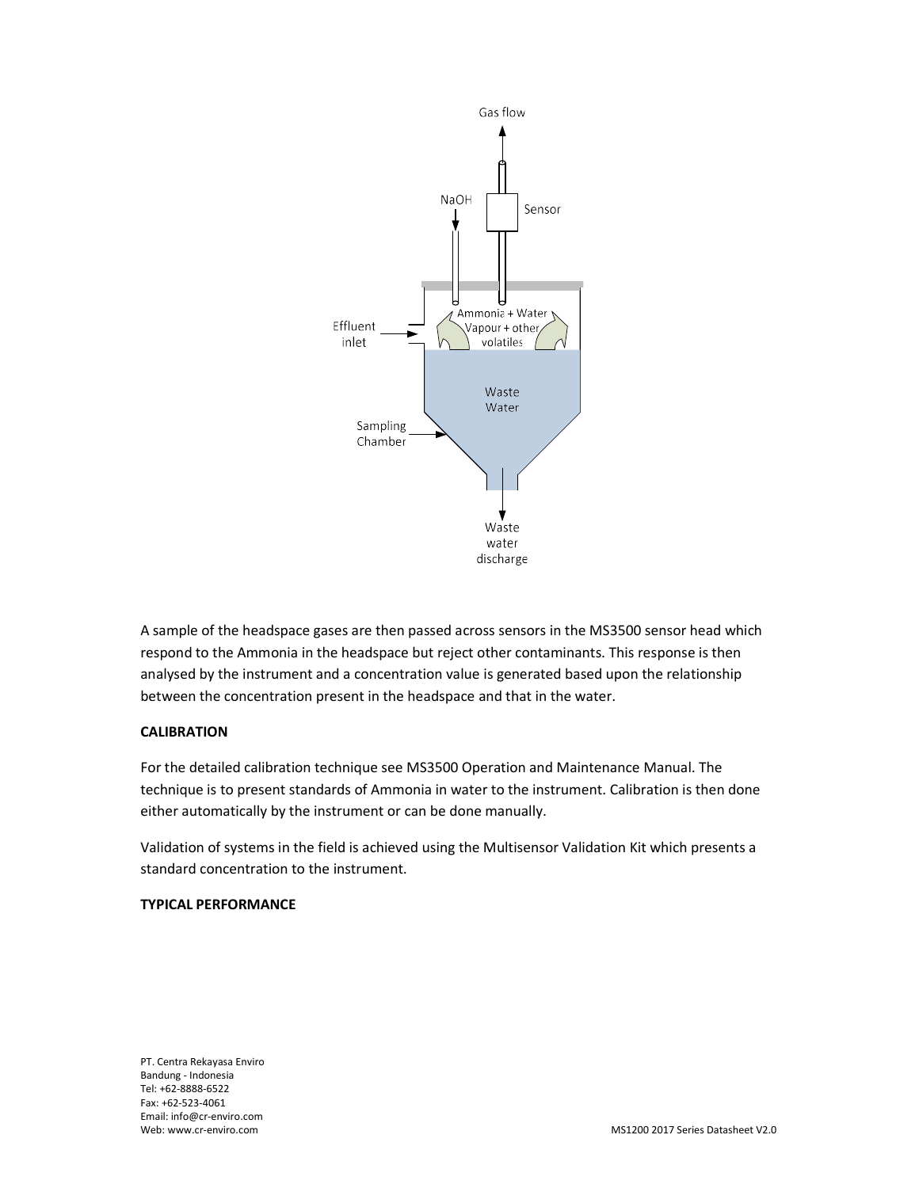A sample of the headspace gases are then passed across sensors in the MS3500 sensor head which respond to the Ammonia in the headspace but reject other contaminants. This response is then analysed by the instrument and a concentration value is generated based upon the relationship between the concentration present in the headspace and that in the water.

**CALIBRATION**

For the detailed calibration technique see MS3500 Operation and Maintenance Manual. The technique is to present standards of Ammonia in water to the instrument. Calibration is then done either automatically by the instrument or can be done manually.

Validation of systems in the field is achieved using the Multisensor Validation Kit which presents a standard concentration to the instrument.

**TYPICAL PERFORMANCE**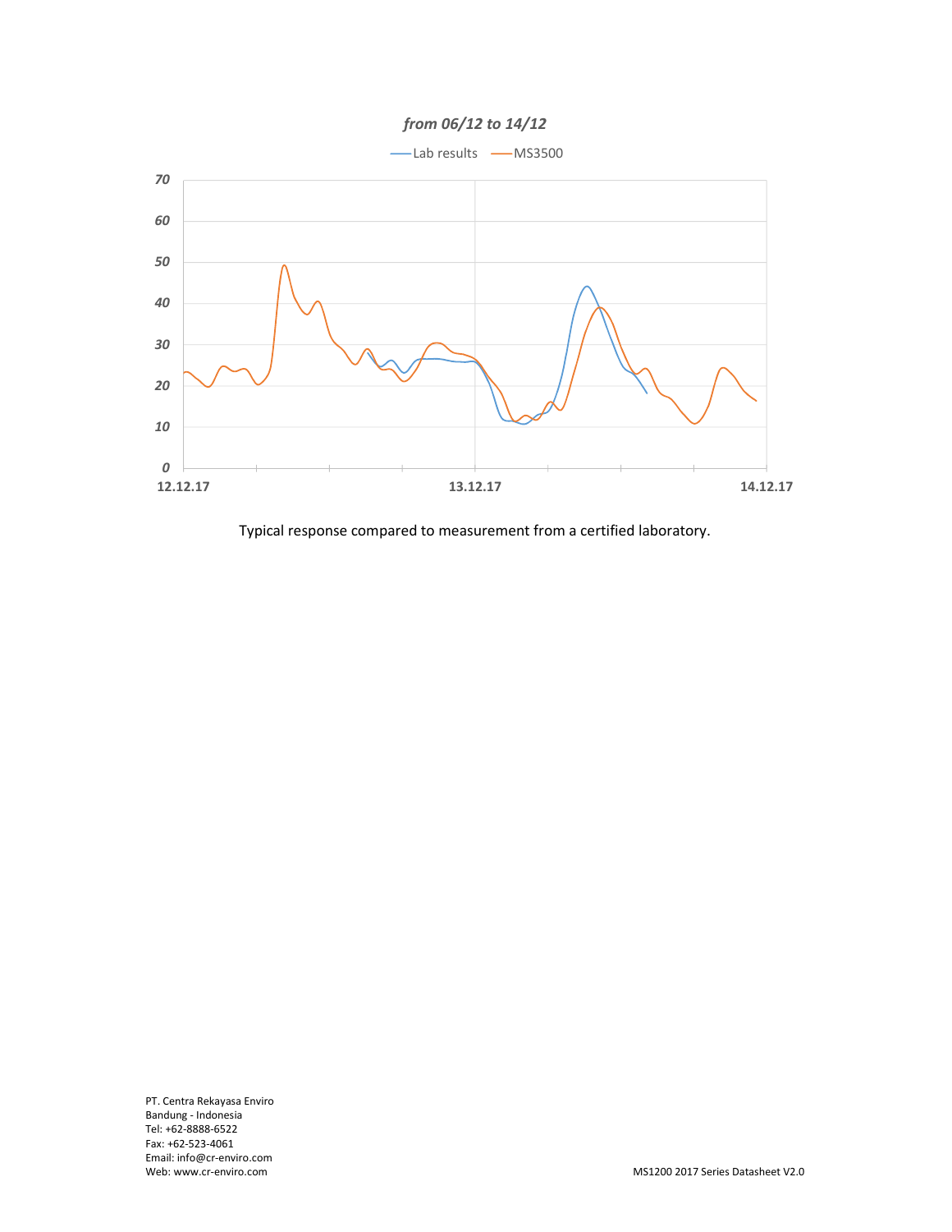*from 06/12 to 14/12*

Typical response compared to measurement from a certified laboratory.

PT. Centra Rekayasa Enviro
Bandung - Indonesia
Tel: +62-8888-6522
Fax: +62-523-4061
Email: info@cr-enviro.com
Web: www.cr-enviro.com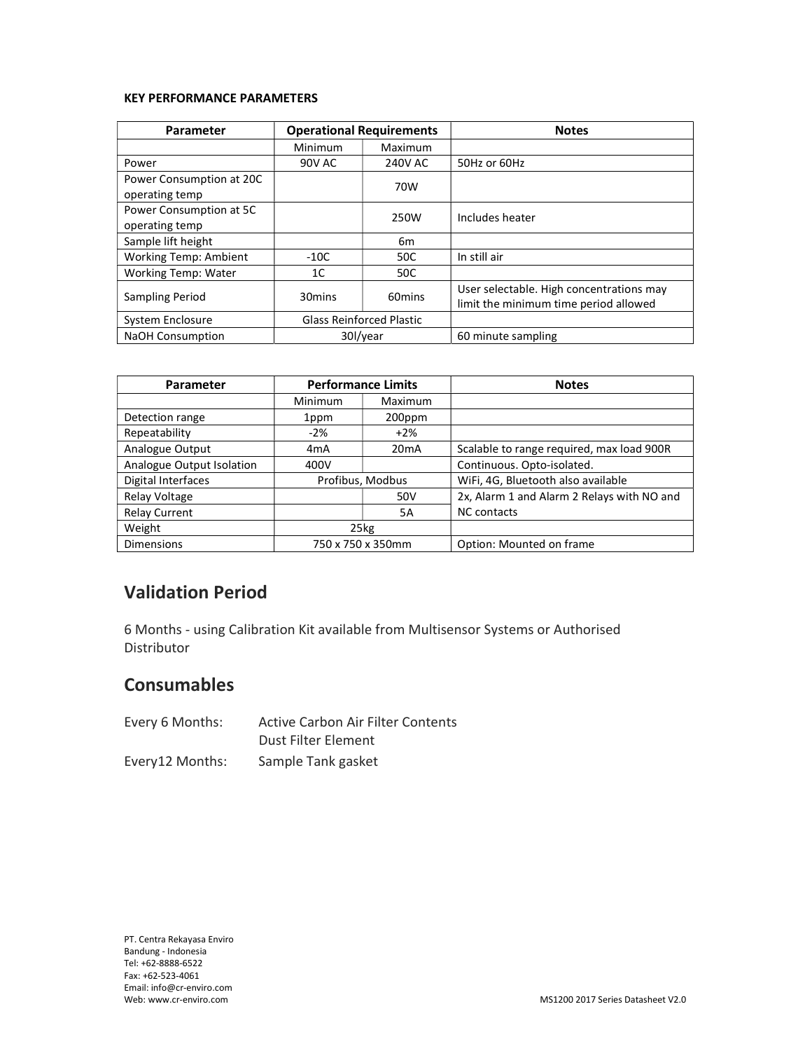**KEY PERFORMANCE PARAMETERS**

| Parameter | Operational Requirements | | Notes |
|---|---|---|---|
| | Minimum | Maximum | |
| Power | 90V AC | 240V AC | 50Hz or 60Hz |
| Power Consumption at 20C operating temp | | 70W | |
| Power Consumption at 5C operating temp | | 250W | Includes heater |
| Sample lift height | | 6m | |
| Working Temp: Ambient | -10C | 50C | In still air |
| Working Temp: Water | 1C | 50C | |
| Sampling Period | 30mins | 60mins | User selectable. High concentrations may limit the minimum time period allowed |
| System Enclosure | Glass Reinforced Plastic | | |
| NaOH Consumption | 30l/year | | 60 minute sampling |

| Parameter | Performance Limits | | Notes |
|---|---|---|---|
| | Minimum | Maximum | |
| Detection range | 1ppm | 200ppm | |
| Repeatability | -2% | +2% | |
| Analogue Output | 4mA | 20mA | Scalable to range required, max load 900R |
| Analogue Output Isolation | 400V | | Continuous. Opto-isolated. |
| Digital Interfaces | Profibus, Modbus | | WiFi, 4G, Bluetooth also available |
| Relay Voltage | | 50V | 2x, Alarm 1 and Alarm 2 Relays with NO and NC contacts |
| Relay Current | | 5A | |
| Weight | 25kg | | |
| Dimensions | 750 x 750 x 350mm | | Option: Mounted on frame |

## Validation Period

6 Months - using Calibration Kit available from Multisensor Systems or Authorised Distributor

## Consumables

Every 6 Months: Active Carbon Air Filter Contents
Dust Filter Element

Every12 Months: Sample Tank gasket

PT. Centra Rekayasa Enviro
Bandung - Indonesia
Tel: +62-8888-6522
Fax: +62-523-4061
Email: info@cr-enviro.com
Web: www.cr-enviro.com

MS1200 2017 Series Datasheet V2.0